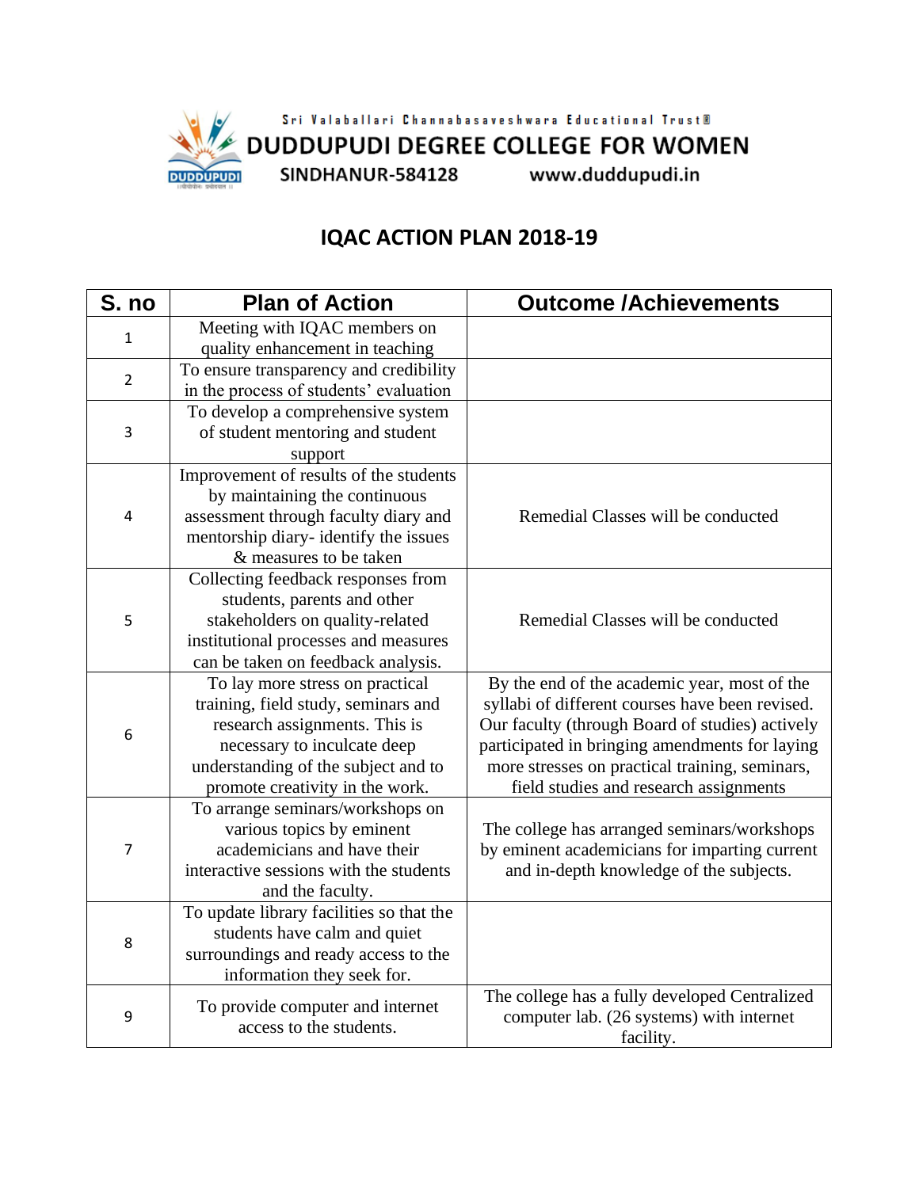Sri Valaballari Channabasaveshwara Educational Trust®

# DUDDUPUDI DEGREE COLLEGE FOR WOMEN

SINDHANUR-584128 www.duddupudi.in

## IQAC ACTION PLAN 2018-19

| S. no | Plan of Action | Outcome /Achievements |
|---|---|---|
| 1 | Meeting with IQAC members on quality enhancement in teaching | |
| 2 | To ensure transparency and credibility in the process of students' evaluation | |
| 3 | To develop a comprehensive system of student mentoring and student support | |
| 4 | Improvement of results of the students by maintaining the continuous assessment through faculty diary and mentorship diary- identify the issues & measures to be taken | Remedial Classes will be conducted |
| 5 | Collecting feedback responses from students, parents and other stakeholders on quality-related institutional processes and measures can be taken on feedback analysis. | Remedial Classes will be conducted |
| 6 | To lay more stress on practical training, field study, seminars and research assignments. This is necessary to inculcate deep understanding of the subject and to promote creativity in the work. | By the end of the academic year, most of the syllabi of different courses have been revised. Our faculty (through Board of studies) actively participated in bringing amendments for laying more stresses on practical training, seminars, field studies and research assignments |
| 7 | To arrange seminars/workshops on various topics by eminent academicians and have their interactive sessions with the students and the faculty. | The college has arranged seminars/workshops by eminent academicians for imparting current and in-depth knowledge of the subjects. |
| 8 | To update library facilities so that the students have calm and quiet surroundings and ready access to the information they seek for. | |
| 9 | To provide computer and internet access to the students. | The college has a fully developed Centralized computer lab. (26 systems) with internet facility. |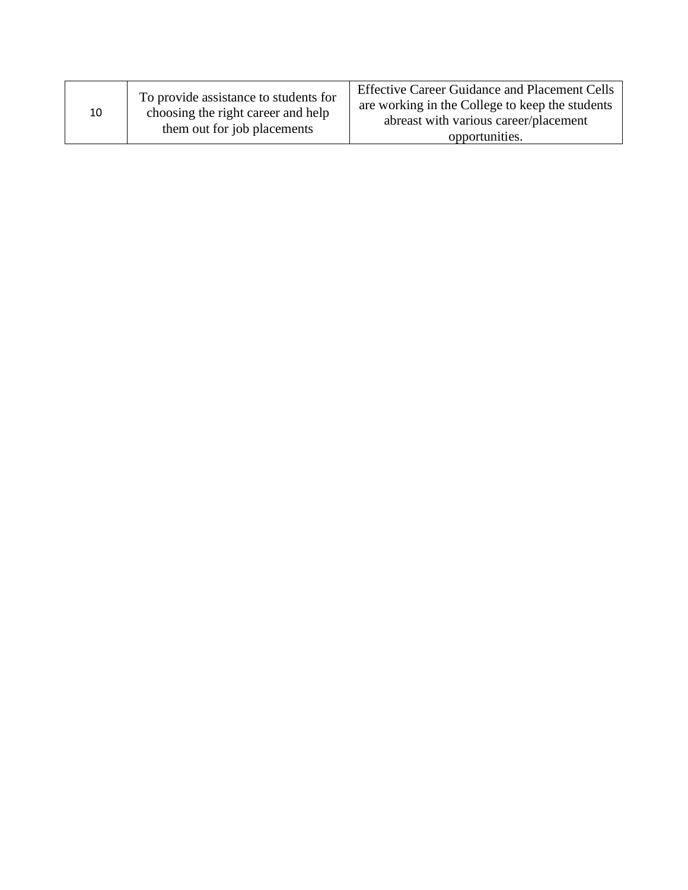| | | |
|---|---|---|
| 10 | To provide assistance to students for choosing the right career and help them out for job placements | Effective Career Guidance and Placement Cells are working in the College to keep the students abreast with various career/placement opportunities. |